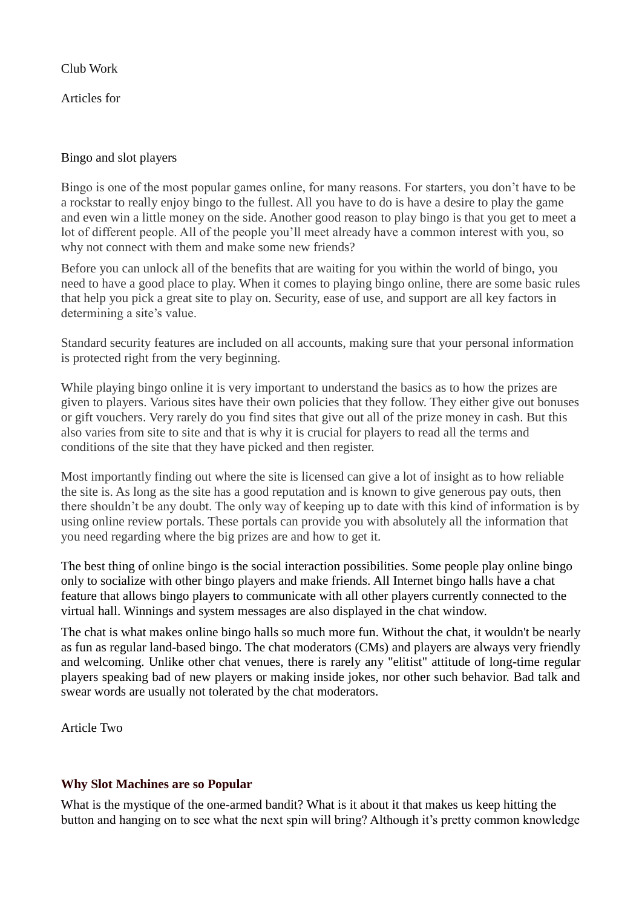Club Work

Articles for

Bingo and slot players

Bingo is one of the most popular games online, for many reasons. For starters, you don't have to be a rockstar to really enjoy bingo to the fullest. All you have to do is have a desire to play the game and even win a little money on the side. Another good reason to play bingo is that you get to meet a lot of different people. All of the people you'll meet already have a common interest with you, so why not connect with them and make some new friends?

Before you can unlock all of the benefits that are waiting for you within the world of bingo, you need to have a good place to play. When it comes to playing bingo online, there are some basic rules that help you pick a great site to play on. Security, ease of use, and support are all key factors in determining a site's value.

Standard security features are included on all accounts, making sure that your personal information is protected right from the very beginning.

While playing bingo online it is very important to understand the basics as to how the prizes are given to players. Various sites have their own policies that they follow. They either give out bonuses or gift vouchers. Very rarely do you find sites that give out all of the prize money in cash. But this also varies from site to site and that is why it is crucial for players to read all the terms and conditions of the site that they have picked and then register.

Most importantly finding out where the site is licensed can give a lot of insight as to how reliable the site is. As long as the site has a good reputation and is known to give generous pay outs, then there shouldn't be any doubt. The only way of keeping up to date with this kind of information is by using online review portals. These portals can provide you with absolutely all the information that you need regarding where the big prizes are and how to get it.

The best thing of online bingo is the social interaction possibilities. Some people play online bingo only to socialize with other bingo players and make friends. All Internet bingo halls have a chat feature that allows bingo players to communicate with all other players currently connected to the virtual hall. Winnings and system messages are also displayed in the chat window.

The chat is what makes online bingo halls so much more fun. Without the chat, it wouldn't be nearly as fun as regular land-based bingo. The chat moderators (CMs) and players are always very friendly and welcoming. Unlike other chat venues, there is rarely any "elitist" attitude of long-time regular players speaking bad of new players or making inside jokes, nor other such behavior. Bad talk and swear words are usually not tolerated by the chat moderators.

Article Two

**Why Slot Machines are so Popular**

What is the mystique of the one-armed bandit? What is it about it that makes us keep hitting the button and hanging on to see what the next spin will bring? Although it's pretty common knowledge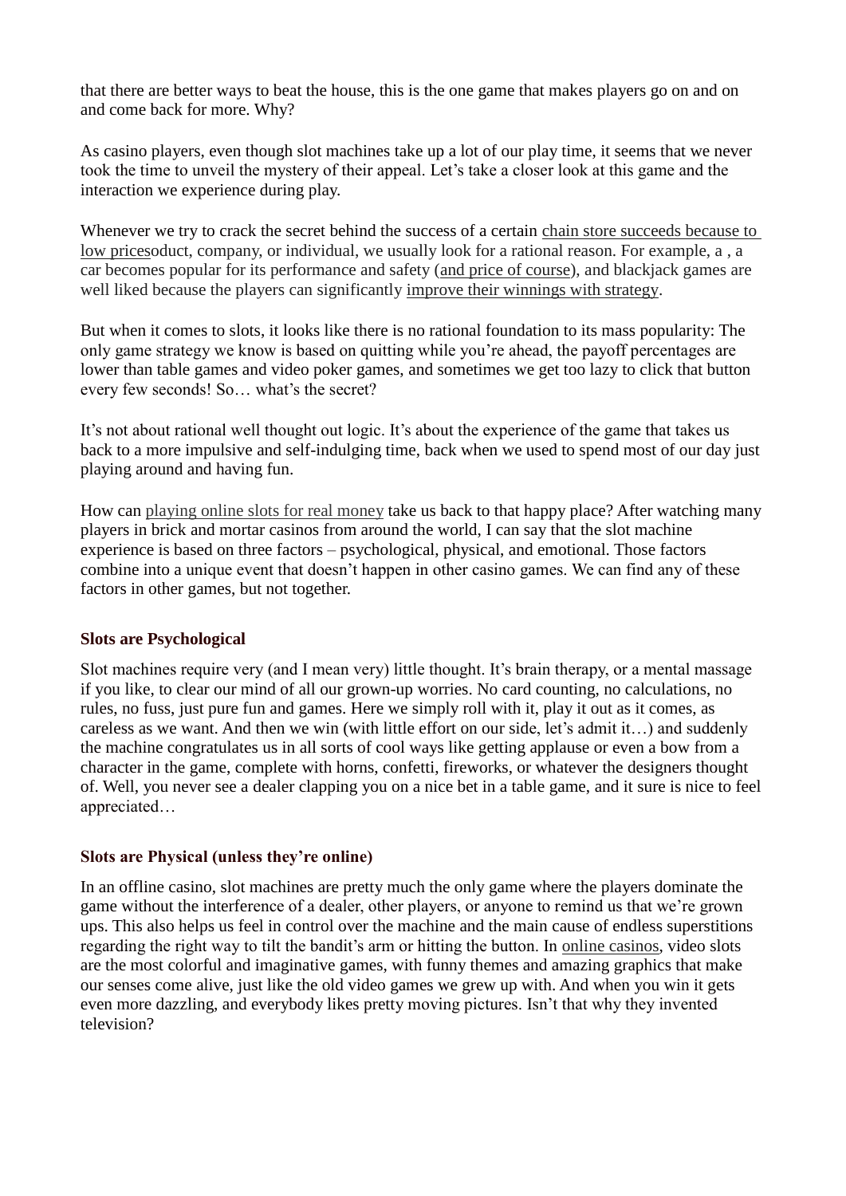that there are better ways to beat the house, this is the one game that makes players go on and on and come back for more. Why?

As casino players, even though slot machines take up a lot of our play time, it seems that we never took the time to unveil the mystery of their appeal. Let's take a closer look at this game and the interaction we experience during play.

Whenever we try to crack the secret behind the success of a certain chain store succeeds because to low pricesoduct, company, or individual, we usually look for a rational reason. For example, a , a car becomes popular for its performance and safety (and price of course), and blackjack games are well liked because the players can significantly improve their winnings with strategy.

But when it comes to slots, it looks like there is no rational foundation to its mass popularity: The only game strategy we know is based on quitting while you're ahead, the payoff percentages are lower than table games and video poker games, and sometimes we get too lazy to click that button every few seconds! So… what's the secret?

It's not about rational well thought out logic. It's about the experience of the game that takes us back to a more impulsive and self-indulging time, back when we used to spend most of our day just playing around and having fun.

How can playing online slots for real money take us back to that happy place? After watching many players in brick and mortar casinos from around the world, I can say that the slot machine experience is based on three factors – psychological, physical, and emotional. Those factors combine into a unique event that doesn't happen in other casino games. We can find any of these factors in other games, but not together.

### Slots are Psychological

Slot machines require very (and I mean very) little thought. It's brain therapy, or a mental massage if you like, to clear our mind of all our grown-up worries. No card counting, no calculations, no rules, no fuss, just pure fun and games. Here we simply roll with it, play it out as it comes, as careless as we want. And then we win (with little effort on our side, let's admit it…) and suddenly the machine congratulates us in all sorts of cool ways like getting applause or even a bow from a character in the game, complete with horns, confetti, fireworks, or whatever the designers thought of. Well, you never see a dealer clapping you on a nice bet in a table game, and it sure is nice to feel appreciated…

### Slots are Physical (unless they're online)

In an offline casino, slot machines are pretty much the only game where the players dominate the game without the interference of a dealer, other players, or anyone to remind us that we're grown ups. This also helps us feel in control over the machine and the main cause of endless superstitions regarding the right way to tilt the bandit's arm or hitting the button. In online casinos, video slots are the most colorful and imaginative games, with funny themes and amazing graphics that make our senses come alive, just like the old video games we grew up with. And when you win it gets even more dazzling, and everybody likes pretty moving pictures. Isn't that why they invented television?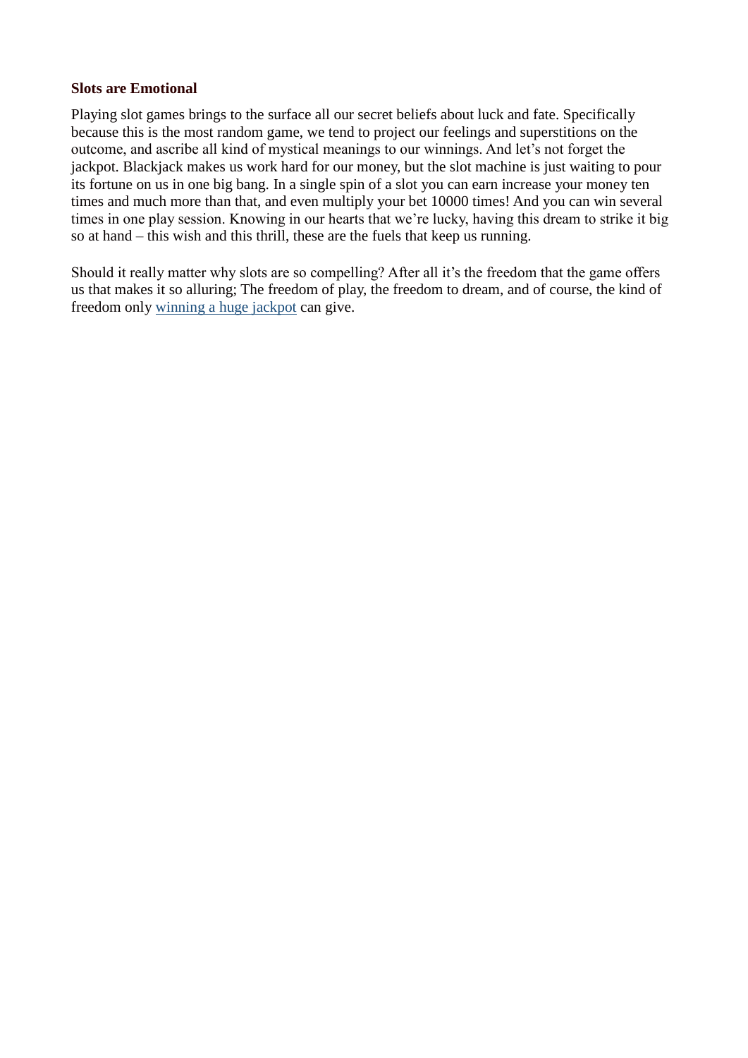**Slots are Emotional**

Playing slot games brings to the surface all our secret beliefs about luck and fate. Specifically because this is the most random game, we tend to project our feelings and superstitions on the outcome, and ascribe all kind of mystical meanings to our winnings. And let's not forget the jackpot. Blackjack makes us work hard for our money, but the slot machine is just waiting to pour its fortune on us in one big bang. In a single spin of a slot you can earn increase your money ten times and much more than that, and even multiply your bet 10000 times! And you can win several times in one play session. Knowing in our hearts that we're lucky, having this dream to strike it big so at hand – this wish and this thrill, these are the fuels that keep us running.

Should it really matter why slots are so compelling? After all it's the freedom that the game offers us that makes it so alluring; The freedom of play, the freedom to dream, and of course, the kind of freedom only winning a huge jackpot can give.